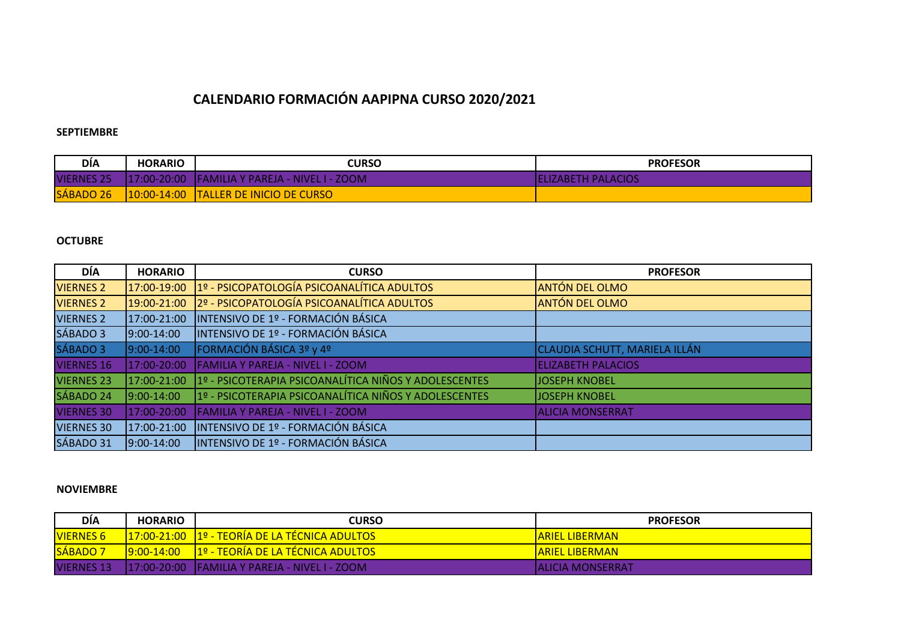# CALENDARIO FORMACIÓN AAPIPNA CURSO 2020/2021

**SEPTIEMBRE**

| DÍA | HORARIO | CURSO | PROFESOR |
|---|---|---|---|
| VIERNES 25 | 17:00-20:00 | FAMILIA Y PAREJA - NIVEL I - ZOOM | ELIZABETH PALACIOS |
| SÁBADO 26 | 10:00-14:00 | TALLER DE INICIO DE CURSO | |

**OCTUBRE**

| DÍA | HORARIO | CURSO | PROFESOR |
|---|---|---|---|
| VIERNES 2 | 17:00-19:00 | 1º - PSICOPATOLOGÍA PSICOANALÍTICA ADULTOS | ANTÓN DEL OLMO |
| VIERNES 2 | 19:00-21:00 | 2º - PSICOPATOLOGÍA PSICOANALÍTICA ADULTOS | ANTÓN DEL OLMO |
| VIERNES 2 | 17:00-21:00 | INTENSIVO DE 1º - FORMACIÓN BÁSICA | |
| SÁBADO 3 | 9:00-14:00 | INTENSIVO DE 1º - FORMACIÓN BÁSICA | |
| SÁBADO 3 | 9:00-14:00 | FORMACIÓN BÁSICA 3º y 4º | CLAUDIA SCHUTT, MARIELA ILLÁN |
| VIERNES 16 | 17:00-20:00 | FAMILIA Y PAREJA - NIVEL I - ZOOM | ELIZABETH PALACIOS |
| VIERNES 23 | 17:00-21:00 | 1º - PSICOTERAPIA PSICOANALÍTICA NIÑOS Y ADOLESCENTES | JOSEPH KNOBEL |
| SÁBADO 24 | 9:00-14:00 | 1º - PSICOTERAPIA PSICOANALÍTICA NIÑOS Y ADOLESCENTES | JOSEPH KNOBEL |
| VIERNES 30 | 17:00-20:00 | FAMILIA Y PAREJA - NIVEL I - ZOOM | ALICIA MONSERRAT |
| VIERNES 30 | 17:00-21:00 | INTENSIVO DE 1º - FORMACIÓN BÁSICA | |
| SÁBADO 31 | 9:00-14:00 | INTENSIVO DE 1º - FORMACIÓN BÁSICA | |

**NOVIEMBRE**

| DÍA | HORARIO | CURSO | PROFESOR |
|---|---|---|---|
| VIERNES 6 | 17:00-21:00 | 1º - TEORÍA DE LA TÉCNICA ADULTOS | ARIEL LIBERMAN |
| SÁBADO 7 | 9:00-14:00 | 1º - TEORÍA DE LA TÉCNICA ADULTOS | ARIEL LIBERMAN |
| VIERNES 13 | 17:00-20:00 | FAMILIA Y PAREJA - NIVEL I - ZOOM | ALICIA MONSERRAT |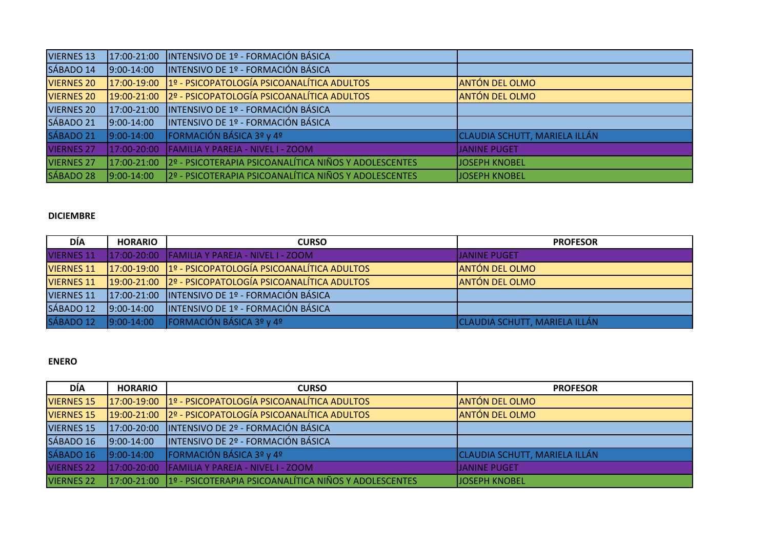| VIERNES 13 | 17:00-21:00 | INTENSIVO DE 1º - FORMACIÓN BÁSICA | |
|---|---|---|---|
| SÁBADO 14 | 9:00-14:00 | INTENSIVO DE 1º - FORMACIÓN BÁSICA | |
| VIERNES 20 | 17:00-19:00 | 1º - PSICOPATOLOGÍA PSICOANALÍTICA ADULTOS | ANTÓN DEL OLMO |
| VIERNES 20 | 19:00-21:00 | 2º - PSICOPATOLOGÍA PSICOANALÍTICA ADULTOS | ANTÓN DEL OLMO |
| VIERNES 20 | 17:00-21:00 | INTENSIVO DE 1º - FORMACIÓN BÁSICA | |
| SÁBADO 21 | 9:00-14:00 | INTENSIVO DE 1º - FORMACIÓN BÁSICA | |
| SÁBADO 21 | 9:00-14:00 | FORMACIÓN BÁSICA 3º y 4º | CLAUDIA SCHUTT, MARIELA ILLÁN |
| VIERNES 27 | 17:00-20:00 | FAMILIA Y PAREJA - NIVEL I - ZOOM | JANINE PUGET |
| VIERNES 27 | 17:00-21:00 | 2º - PSICOTERAPIA PSICOANALÍTICA NIÑOS Y ADOLESCENTES | JOSEPH KNOBEL |
| SÁBADO 28 | 9:00-14:00 | 2º - PSICOTERAPIA PSICOANALÍTICA NIÑOS Y ADOLESCENTES | JOSEPH KNOBEL |

**DICIEMBRE**

| DÍA | HORARIO | CURSO | PROFESOR |
|---|---|---|---|
| VIERNES 11 | 17:00-20:00 | FAMILIA Y PAREJA - NIVEL I - ZOOM | JANINE PUGET |
| VIERNES 11 | 17:00-19:00 | 1º - PSICOPATOLOGÍA PSICOANALÍTICA ADULTOS | ANTÓN DEL OLMO |
| VIERNES 11 | 19:00-21:00 | 2º - PSICOPATOLOGÍA PSICOANALÍTICA ADULTOS | ANTÓN DEL OLMO |
| VIERNES 11 | 17:00-21:00 | INTENSIVO DE 1º - FORMACIÓN BÁSICA | |
| SÁBADO 12 | 9:00-14:00 | INTENSIVO DE 1º - FORMACIÓN BÁSICA | |
| SÁBADO 12 | 9:00-14:00 | FORMACIÓN BÁSICA 3º y 4º | CLAUDIA SCHUTT, MARIELA ILLÁN |

**ENERO**

| DÍA | HORARIO | CURSO | PROFESOR |
|---|---|---|---|
| VIERNES 15 | 17:00-19:00 | 1º - PSICOPATOLOGÍA PSICOANALÍTICA ADULTOS | ANTÓN DEL OLMO |
| VIERNES 15 | 19:00-21:00 | 2º - PSICOPATOLOGÍA PSICOANALÍTICA ADULTOS | ANTÓN DEL OLMO |
| VIERNES 15 | 17:00-20:00 | INTENSIVO DE 2º - FORMACIÓN BÁSICA | |
| SÁBADO 16 | 9:00-14:00 | INTENSIVO DE 2º - FORMACIÓN BÁSICA | |
| SÁBADO 16 | 9:00-14:00 | FORMACIÓN BÁSICA 3º y 4º | CLAUDIA SCHUTT, MARIELA ILLÁN |
| VIERNES 22 | 17:00-20:00 | FAMILIA Y PAREJA - NIVEL I - ZOOM | JANINE PUGET |
| VIERNES 22 | 17:00-21:00 | 1º - PSICOTERAPIA PSICOANALÍTICA NIÑOS Y ADOLESCENTES | JOSEPH KNOBEL |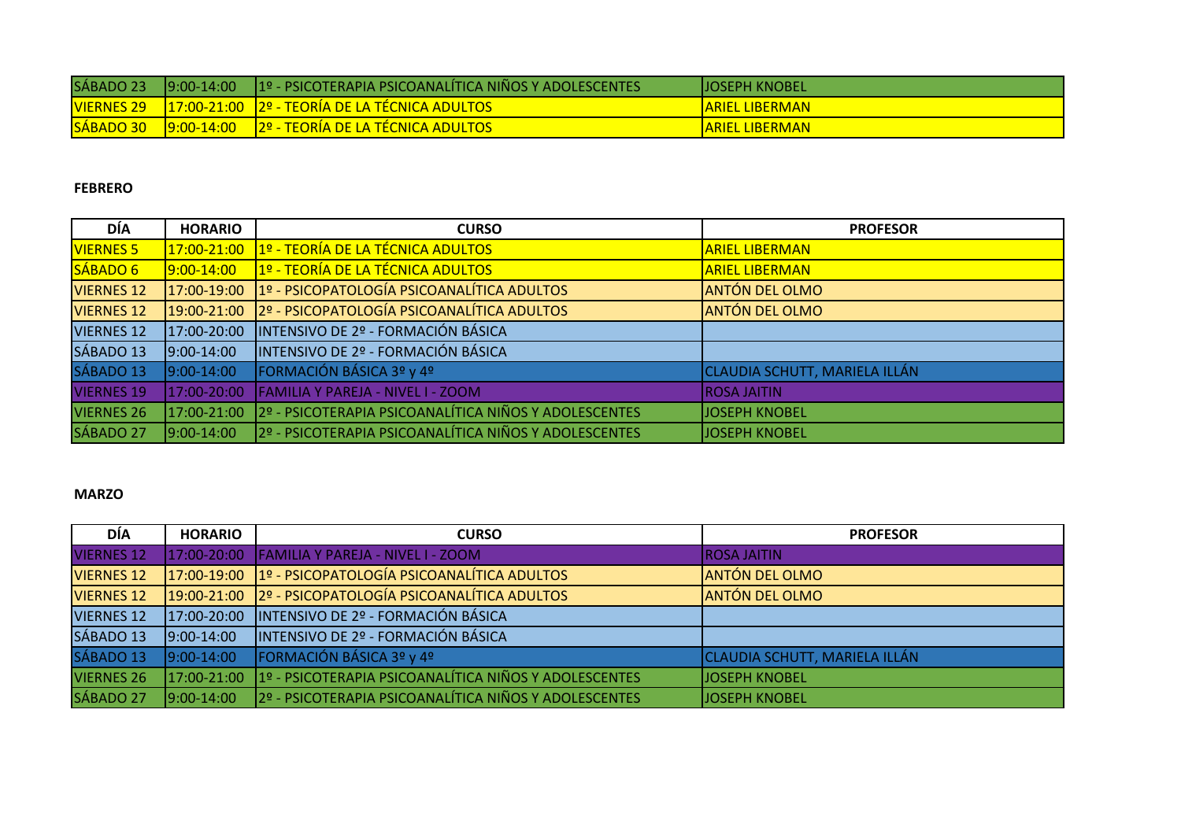| SÁBADO 23 | 9:00-14:00 | 1º - PSICOTERAPIA PSICOANALÍTICA NIÑOS Y ADOLESCENTES | JOSEPH KNOBEL |
|---|---|---|---|
| VIERNES 29 | 17:00-21:00 | 2º - TEORÍA DE LA TÉCNICA ADULTOS | ARIEL LIBERMAN |
| SÁBADO 30 | 9:00-14:00 | 2º - TEORÍA DE LA TÉCNICA ADULTOS | ARIEL LIBERMAN |

**FEBRERO**

| DÍA | HORARIO | CURSO | PROFESOR |
|---|---|---|---|
| VIERNES 5 | 17:00-21:00 | 1º - TEORÍA DE LA TÉCNICA ADULTOS | ARIEL LIBERMAN |
| SÁBADO 6 | 9:00-14:00 | 1º - TEORÍA DE LA TÉCNICA ADULTOS | ARIEL LIBERMAN |
| VIERNES 12 | 17:00-19:00 | 1º - PSICOPATOLOGÍA PSICOANALÍTICA ADULTOS | ANTÓN DEL OLMO |
| VIERNES 12 | 19:00-21:00 | 2º - PSICOPATOLOGÍA PSICOANALÍTICA ADULTOS | ANTÓN DEL OLMO |
| VIERNES 12 | 17:00-20:00 | INTENSIVO DE 2º - FORMACIÓN BÁSICA | |
| SÁBADO 13 | 9:00-14:00 | INTENSIVO DE 2º - FORMACIÓN BÁSICA | |
| SÁBADO 13 | 9:00-14:00 | FORMACIÓN BÁSICA 3º y 4º | CLAUDIA SCHUTT, MARIELA ILLÁN |
| VIERNES 19 | 17:00-20:00 | FAMILIA Y PAREJA - NIVEL I - ZOOM | ROSA JAITIN |
| VIERNES 26 | 17:00-21:00 | 2º - PSICOTERAPIA PSICOANALÍTICA NIÑOS Y ADOLESCENTES | JOSEPH KNOBEL |
| SÁBADO 27 | 9:00-14:00 | 2º - PSICOTERAPIA PSICOANALÍTICA NIÑOS Y ADOLESCENTES | JOSEPH KNOBEL |

**MARZO**

| DÍA | HORARIO | CURSO | PROFESOR |
|---|---|---|---|
| VIERNES 12 | 17:00-20:00 | FAMILIA Y PAREJA - NIVEL I - ZOOM | ROSA JAITIN |
| VIERNES 12 | 17:00-19:00 | 1º - PSICOPATOLOGÍA PSICOANALÍTICA ADULTOS | ANTÓN DEL OLMO |
| VIERNES 12 | 19:00-21:00 | 2º - PSICOPATOLOGÍA PSICOANALÍTICA ADULTOS | ANTÓN DEL OLMO |
| VIERNES 12 | 17:00-20:00 | INTENSIVO DE 2º - FORMACIÓN BÁSICA | |
| SÁBADO 13 | 9:00-14:00 | INTENSIVO DE 2º - FORMACIÓN BÁSICA | |
| SÁBADO 13 | 9:00-14:00 | FORMACIÓN BÁSICA 3º y 4º | CLAUDIA SCHUTT, MARIELA ILLÁN |
| VIERNES 26 | 17:00-21:00 | 1º - PSICOTERAPIA PSICOANALÍTICA NIÑOS Y ADOLESCENTES | JOSEPH KNOBEL |
| SÁBADO 27 | 9:00-14:00 | 2º - PSICOTERAPIA PSICOANALÍTICA NIÑOS Y ADOLESCENTES | JOSEPH KNOBEL |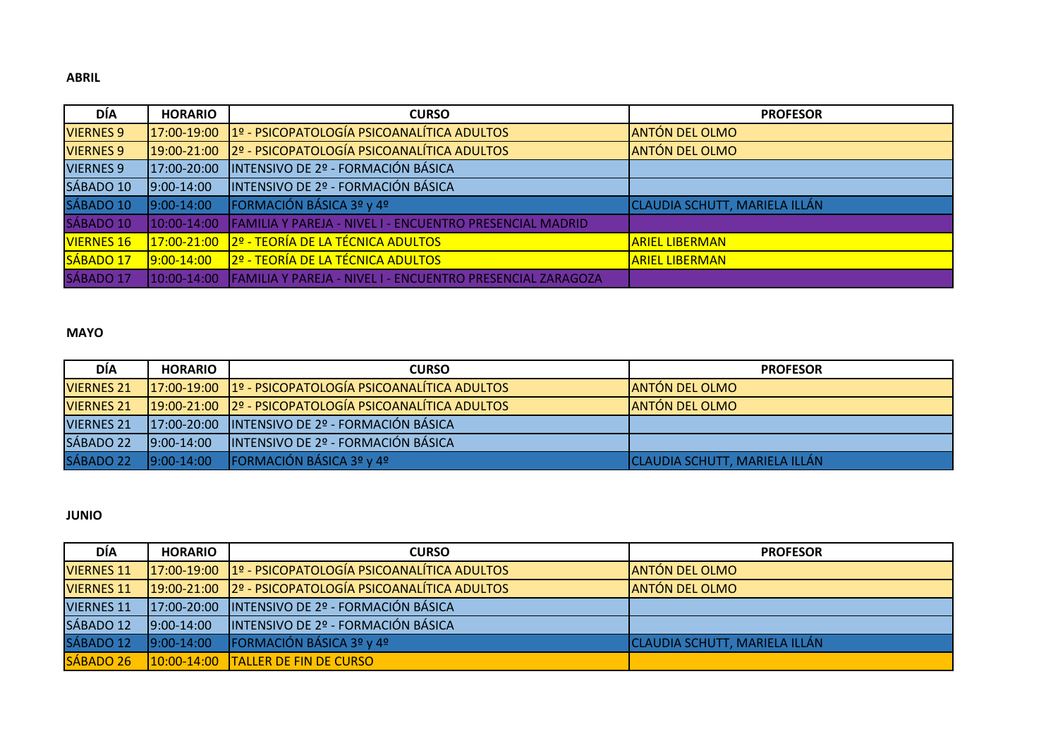**ABRIL**

| DÍA | HORARIO | CURSO | PROFESOR |
| --- | --- | --- | --- |
| VIERNES 9 | 17:00-19:00 | 1º - PSICOPATOLOGÍA PSICOANALÍTICA ADULTOS | ANTÓN DEL OLMO |
| VIERNES 9 | 19:00-21:00 | 2º - PSICOPATOLOGÍA PSICOANALÍTICA ADULTOS | ANTÓN DEL OLMO |
| VIERNES 9 | 17:00-20:00 | INTENSIVO DE 2º - FORMACIÓN BÁSICA | |
| SÁBADO 10 | 9:00-14:00 | INTENSIVO DE 2º - FORMACIÓN BÁSICA | |
| SÁBADO 10 | 9:00-14:00 | FORMACIÓN BÁSICA 3º y 4º | CLAUDIA SCHUTT, MARIELA ILLÁN |
| SÁBADO 10 | 10:00-14:00 | FAMILIA Y PAREJA - NIVEL I - ENCUENTRO PRESENCIAL MADRID | |
| VIERNES 16 | 17:00-21:00 | 2º - TEORÍA DE LA TÉCNICA ADULTOS | ARIEL LIBERMAN |
| SÁBADO 17 | 9:00-14:00 | 2º - TEORÍA DE LA TÉCNICA ADULTOS | ARIEL LIBERMAN |
| SÁBADO 17 | 10:00-14:00 | FAMILIA Y PAREJA - NIVEL I - ENCUENTRO PRESENCIAL ZARAGOZA | |

**MAYO**

| DÍA | HORARIO | CURSO | PROFESOR |
| --- | --- | --- | --- |
| VIERNES 21 | 17:00-19:00 | 1º - PSICOPATOLOGÍA PSICOANALÍTICA ADULTOS | ANTÓN DEL OLMO |
| VIERNES 21 | 19:00-21:00 | 2º - PSICOPATOLOGÍA PSICOANALÍTICA ADULTOS | ANTÓN DEL OLMO |
| VIERNES 21 | 17:00-20:00 | INTENSIVO DE 2º - FORMACIÓN BÁSICA | |
| SÁBADO 22 | 9:00-14:00 | INTENSIVO DE 2º - FORMACIÓN BÁSICA | |
| SÁBADO 22 | 9:00-14:00 | FORMACIÓN BÁSICA 3º y 4º | CLAUDIA SCHUTT, MARIELA ILLÁN |

**JUNIO**

| DÍA | HORARIO | CURSO | PROFESOR |
| --- | --- | --- | --- |
| VIERNES 11 | 17:00-19:00 | 1º - PSICOPATOLOGÍA PSICOANALÍTICA ADULTOS | ANTÓN DEL OLMO |
| VIERNES 11 | 19:00-21:00 | 2º - PSICOPATOLOGÍA PSICOANALÍTICA ADULTOS | ANTÓN DEL OLMO |
| VIERNES 11 | 17:00-20:00 | INTENSIVO DE 2º - FORMACIÓN BÁSICA | |
| SÁBADO 12 | 9:00-14:00 | INTENSIVO DE 2º - FORMACIÓN BÁSICA | |
| SÁBADO 12 | 9:00-14:00 | FORMACIÓN BÁSICA 3º y 4º | CLAUDIA SCHUTT, MARIELA ILLÁN |
| SÁBADO 26 | 10:00-14:00 | TALLER DE FIN DE CURSO | |